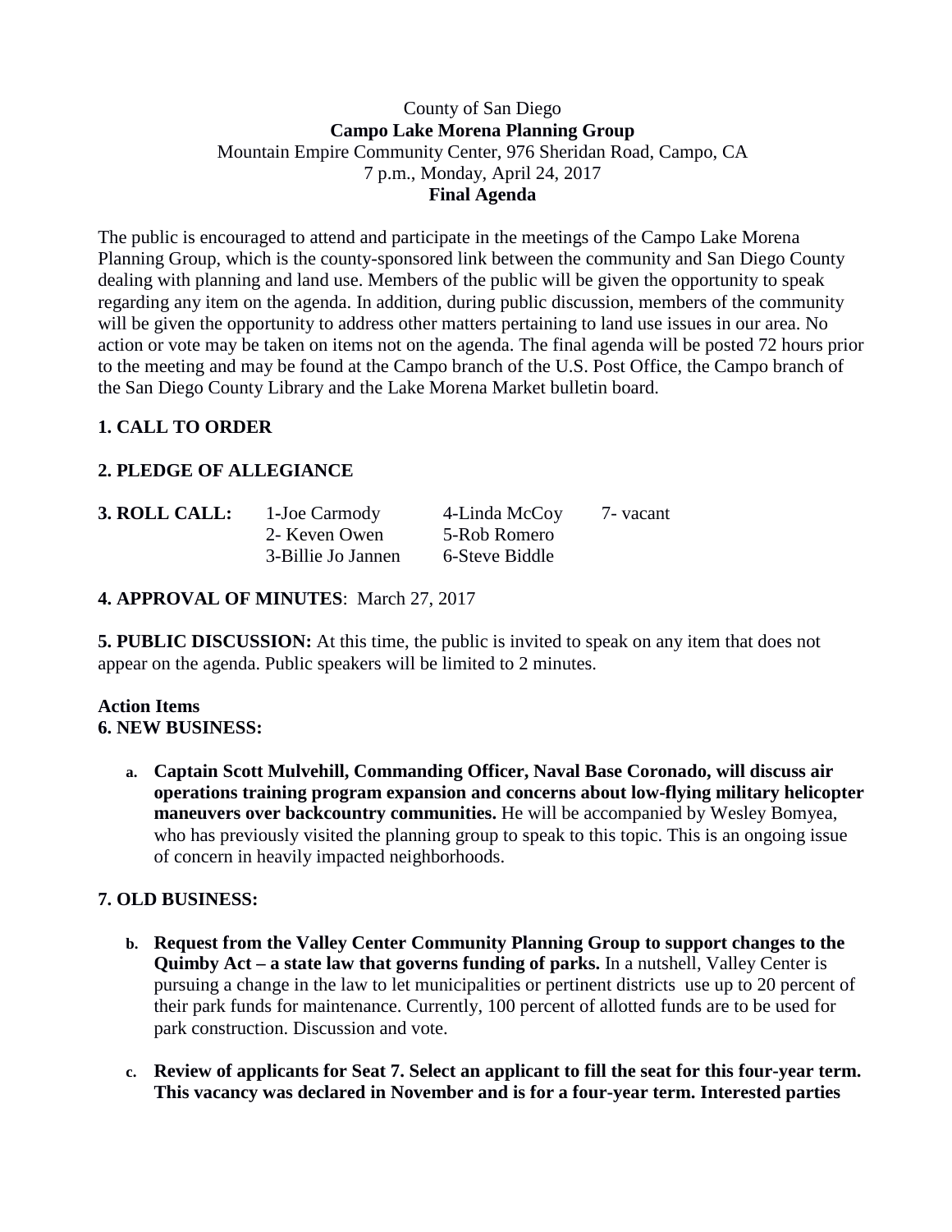County of San Diego

**Campo Lake Morena Planning Group**

Mountain Empire Community Center, 976 Sheridan Road, Campo, CA

7 p.m., Monday, April 24, 2017

**Final Agenda**

The public is encouraged to attend and participate in the meetings of the Campo Lake Morena Planning Group, which is the county-sponsored link between the community and San Diego County dealing with planning and land use. Members of the public will be given the opportunity to speak regarding any item on the agenda. In addition, during public discussion, members of the community will be given the opportunity to address other matters pertaining to land use issues in our area. No action or vote may be taken on items not on the agenda. The final agenda will be posted 72 hours prior to the meeting and may be found at the Campo branch of the U.S. Post Office, the Campo branch of the San Diego County Library and the Lake Morena Market bulletin board.

**1. CALL TO ORDER**

**2. PLEDGE OF ALLEGIANCE**

**3. ROLL CALL:**

| | | |
|---|---|---|
| 1-Joe Carmody | 4-Linda McCoy | 7- vacant |
| 2- Keven Owen | 5-Rob Romero | |
| 3-Billie Jo Jannen | 6-Steve Biddle | |

**4. APPROVAL OF MINUTES**: March 27, 2017

**5. PUBLIC DISCUSSION:** At this time, the public is invited to speak on any item that does not appear on the agenda. Public speakers will be limited to 2 minutes.

**Action Items**

**6. NEW BUSINESS:**

a. **Captain Scott Mulvehill, Commanding Officer, Naval Base Coronado, will discuss air operations training program expansion and concerns about low-flying military helicopter maneuvers over backcountry communities.** He will be accompanied by Wesley Bomyea, who has previously visited the planning group to speak to this topic. This is an ongoing issue of concern in heavily impacted neighborhoods.

**7. OLD BUSINESS:**

b. **Request from the Valley Center Community Planning Group to support changes to the Quimby Act – a state law that governs funding of parks.** In a nutshell, Valley Center is pursuing a change in the law to let municipalities or pertinent districts use up to 20 percent of their park funds for maintenance. Currently, 100 percent of allotted funds are to be used for park construction. Discussion and vote.

c. **Review of applicants for Seat 7. Select an applicant to fill the seat for this four-year term. This vacancy was declared in November and is for a four-year term. Interested parties**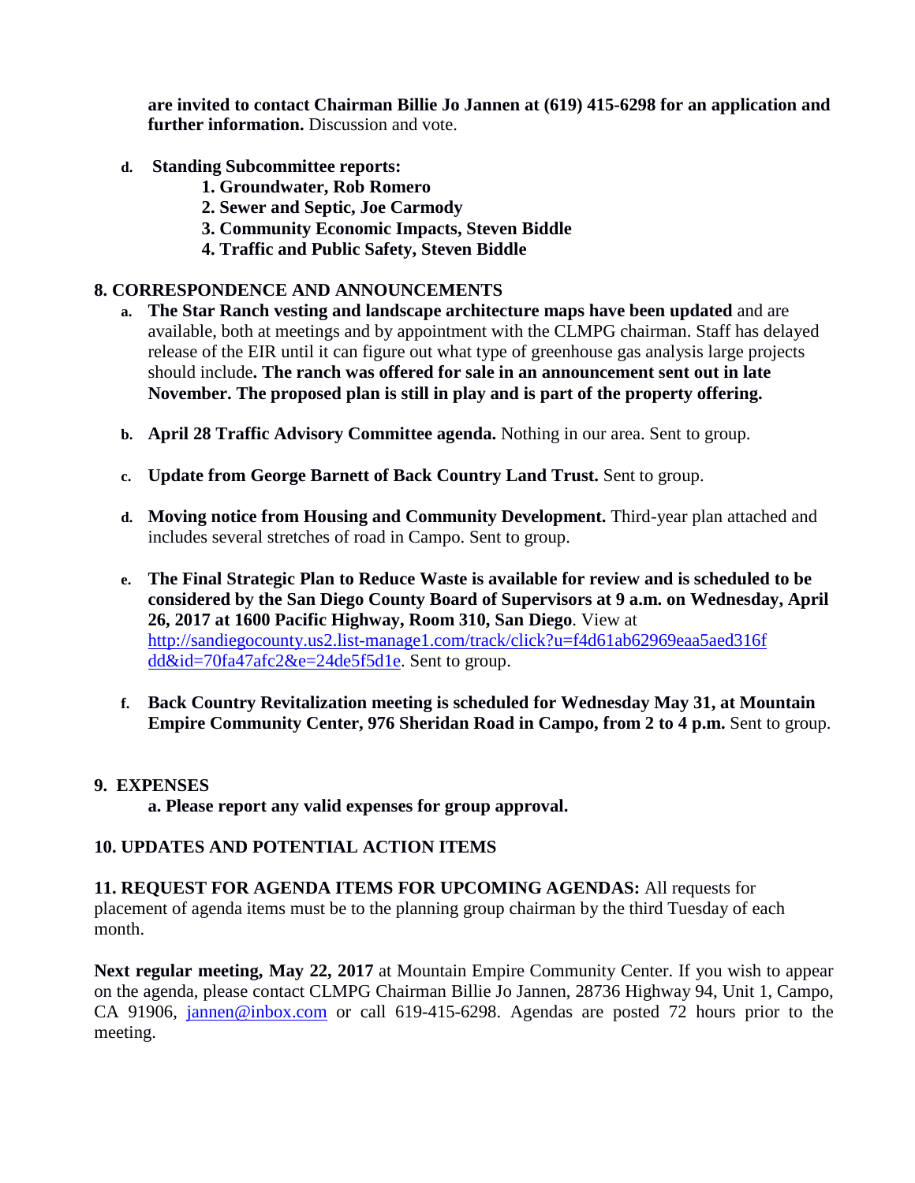**are invited to contact Chairman Billie Jo Jannen at (619) 415-6298 for an application and further information.** Discussion and vote.

d. **Standing Subcommittee reports:**
   1. **Groundwater, Rob Romero**
   2. **Sewer and Septic, Joe Carmody**
   3. **Community Economic Impacts, Steven Biddle**
   4. **Traffic and Public Safety, Steven Biddle**

## 8. CORRESPONDENCE AND ANNOUNCEMENTS

a. **The Star Ranch vesting and landscape architecture maps have been updated** and are available, both at meetings and by appointment with the CLMPG chairman. Staff has delayed release of the EIR until it can figure out what type of greenhouse gas analysis large projects should include**. The ranch was offered for sale in an announcement sent out in late November. The proposed plan is still in play and is part of the property offering.**

b. **April 28 Traffic Advisory Committee agenda.** Nothing in our area. Sent to group.

c. **Update from George Barnett of Back Country Land Trust.** Sent to group.

d. **Moving notice from Housing and Community Development.** Third-year plan attached and includes several stretches of road in Campo. Sent to group.

e. **The Final Strategic Plan to Reduce Waste is available for review and is scheduled to be considered by the San Diego County Board of Supervisors at 9 a.m. on Wednesday, April 26, 2017 at 1600 Pacific Highway, Room 310, San Diego**. View at http://sandiegocounty.us2.list-manage1.com/track/click?u=f4d61ab62969eaa5aed316fdd&id=70fa47afc2&e=24de5f5d1e. Sent to group.

f. **Back Country Revitalization meeting is scheduled for Wednesday May 31, at Mountain Empire Community Center, 976 Sheridan Road in Campo, from 2 to 4 p.m.** Sent to group.

## 9. EXPENSES

**a. Please report any valid expenses for group approval.**

## 10. UPDATES AND POTENTIAL ACTION ITEMS

**11. REQUEST FOR AGENDA ITEMS FOR UPCOMING AGENDAS:** All requests for placement of agenda items must be to the planning group chairman by the third Tuesday of each month.

**Next regular meeting, May 22, 2017** at Mountain Empire Community Center. If you wish to appear on the agenda, please contact CLMPG Chairman Billie Jo Jannen, 28736 Highway 94, Unit 1, Campo, CA 91906, jannen@inbox.com or call 619-415-6298. Agendas are posted 72 hours prior to the meeting.